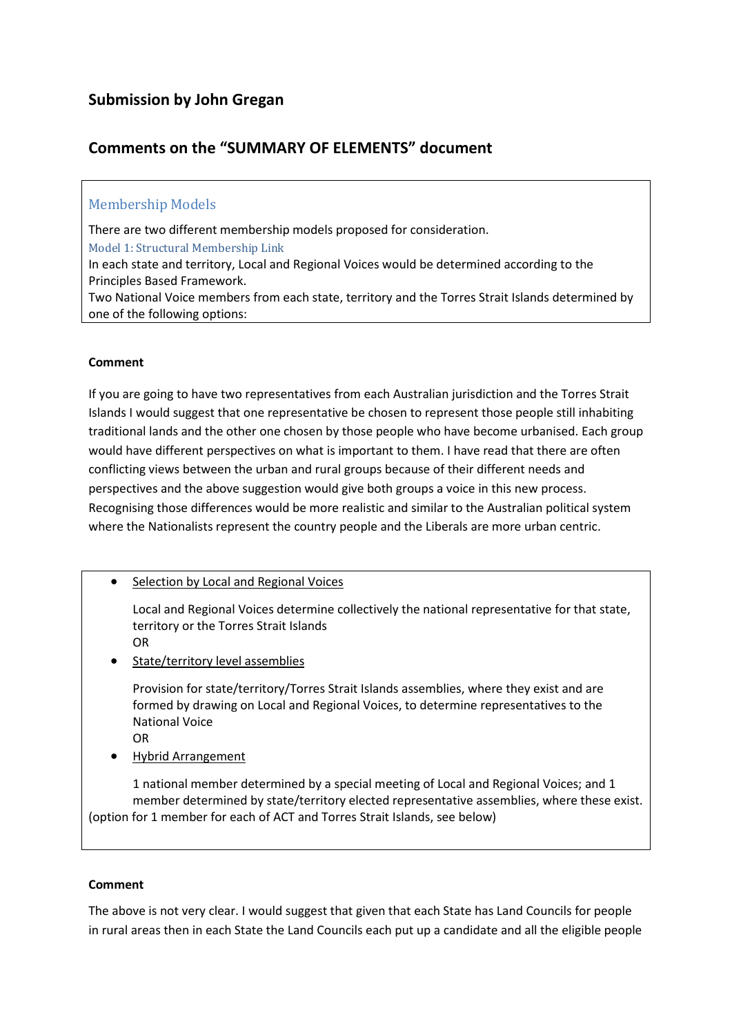## Submission by John Gregan

## Comments on the "SUMMARY OF ELEMENTS" document

### Membership Models

There are two different membership models proposed for consideration.

#### Model 1: Structural Membership Link

In each state and territory, Local and Regional Voices would be determined according to the Principles Based Framework.

Two National Voice members from each state, territory and the Torres Strait Islands determined by one of the following options:

**Comment**

If you are going to have two representatives from each Australian jurisdiction and the Torres Strait Islands I would suggest that one representative be chosen to represent those people still inhabiting traditional lands and the other one chosen by those people who have become urbanised. Each group would have different perspectives on what is important to them. I have read that there are often conflicting views between the urban and rural groups because of their different needs and perspectives and the above suggestion would give both groups a voice in this new process. Recognising those differences would be more realistic and similar to the Australian political system where the Nationalists represent the country people and the Liberals are more urban centric.

- Selection by Local and Regional Voices

  Local and Regional Voices determine collectively the national representative for that state, territory or the Torres Strait Islands
  OR
- State/territory level assemblies

  Provision for state/territory/Torres Strait Islands assemblies, where they exist and are formed by drawing on Local and Regional Voices, to determine representatives to the National Voice
  OR
- Hybrid Arrangement

  1 national member determined by a special meeting of Local and Regional Voices; and 1 member determined by state/territory elected representative assemblies, where these exist.

(option for 1 member for each of ACT and Torres Strait Islands, see below)

**Comment**

The above is not very clear. I would suggest that given that each State has Land Councils for people in rural areas then in each State the Land Councils each put up a candidate and all the eligible people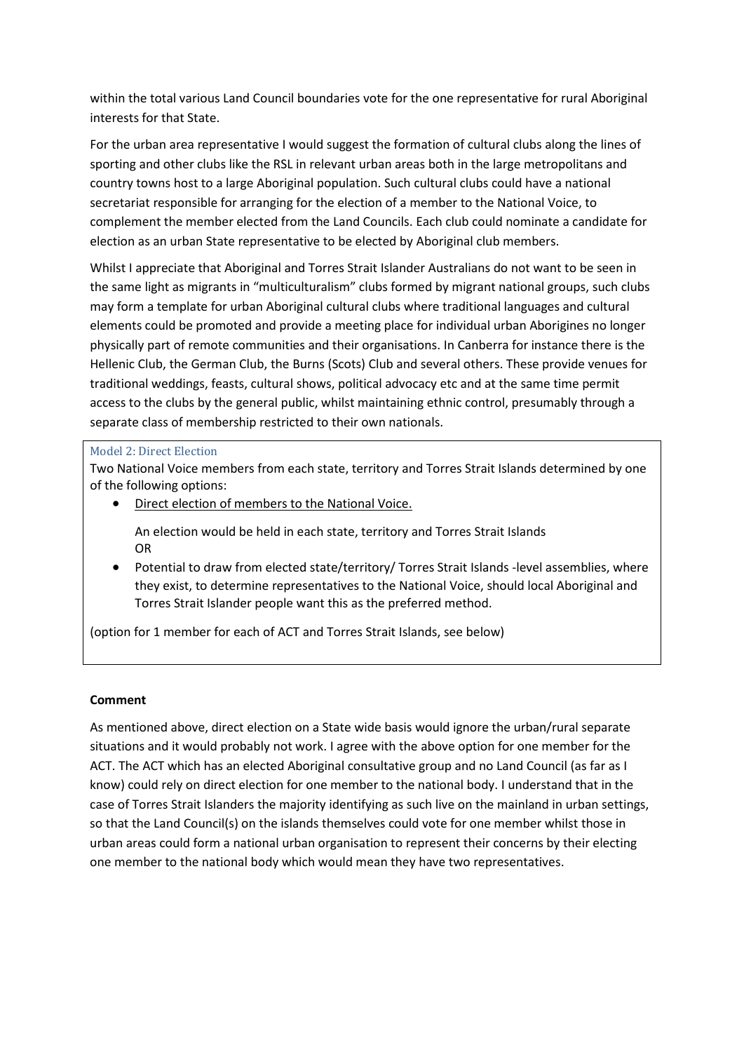within the total various Land Council boundaries vote for the one representative for rural Aboriginal interests for that State.

For the urban area representative I would suggest the formation of cultural clubs along the lines of sporting and other clubs like the RSL in relevant urban areas both in the large metropolitans and country towns host to a large Aboriginal population. Such cultural clubs could have a national secretariat responsible for arranging for the election of a member to the National Voice, to complement the member elected from the Land Councils. Each club could nominate a candidate for election as an urban State representative to be elected by Aboriginal club members.

Whilst I appreciate that Aboriginal and Torres Strait Islander Australians do not want to be seen in the same light as migrants in "multiculturalism" clubs formed by migrant national groups, such clubs may form a template for urban Aboriginal cultural clubs where traditional languages and cultural elements could be promoted and provide a meeting place for individual urban Aborigines no longer physically part of remote communities and their organisations. In Canberra for instance there is the Hellenic Club, the German Club, the Burns (Scots) Club and several others. These provide venues for traditional weddings, feasts, cultural shows, political advocacy etc and at the same time permit access to the clubs by the general public, whilst maintaining ethnic control, presumably through a separate class of membership restricted to their own nationals.

### Model 2: Direct Election

Two National Voice members from each state, territory and Torres Strait Islands determined by one of the following options:

- Direct election of members to the National Voice.

  An election would be held in each state, territory and Torres Strait Islands
  OR
- Potential to draw from elected state/territory/ Torres Strait Islands -level assemblies, where they exist, to determine representatives to the National Voice, should local Aboriginal and Torres Strait Islander people want this as the preferred method.

(option for 1 member for each of ACT and Torres Strait Islands, see below)

**Comment**

As mentioned above, direct election on a State wide basis would ignore the urban/rural separate situations and it would probably not work. I agree with the above option for one member for the ACT. The ACT which has an elected Aboriginal consultative group and no Land Council (as far as I know) could rely on direct election for one member to the national body. I understand that in the case of Torres Strait Islanders the majority identifying as such live on the mainland in urban settings, so that the Land Council(s) on the islands themselves could vote for one member whilst those in urban areas could form a national urban organisation to represent their concerns by their electing one member to the national body which would mean they have two representatives.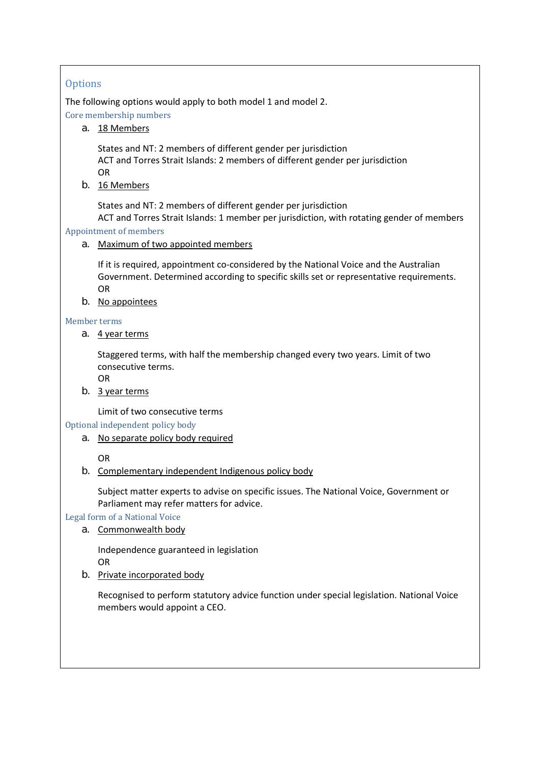## Options

The following options would apply to both model 1 and model 2.

### Core membership numbers

a. 18 Members

   States and NT: 2 members of different gender per jurisdiction
   ACT and Torres Strait Islands: 2 members of different gender per jurisdiction
   OR

b. 16 Members

   States and NT: 2 members of different gender per jurisdiction
   ACT and Torres Strait Islands: 1 member per jurisdiction, with rotating gender of members

### Appointment of members

a. Maximum of two appointed members

   If it is required, appointment co-considered by the National Voice and the Australian Government. Determined according to specific skills set or representative requirements.
   OR

b. No appointees

### Member terms

a. 4 year terms

   Staggered terms, with half the membership changed every two years. Limit of two consecutive terms.
   OR

b. 3 year terms

   Limit of two consecutive terms

### Optional independent policy body

a. No separate policy body required

   OR

b. Complementary independent Indigenous policy body

   Subject matter experts to advise on specific issues. The National Voice, Government or Parliament may refer matters for advice.

### Legal form of a National Voice

a. Commonwealth body

   Independence guaranteed in legislation
   OR

b. Private incorporated body

   Recognised to perform statutory advice function under special legislation. National Voice members would appoint a CEO.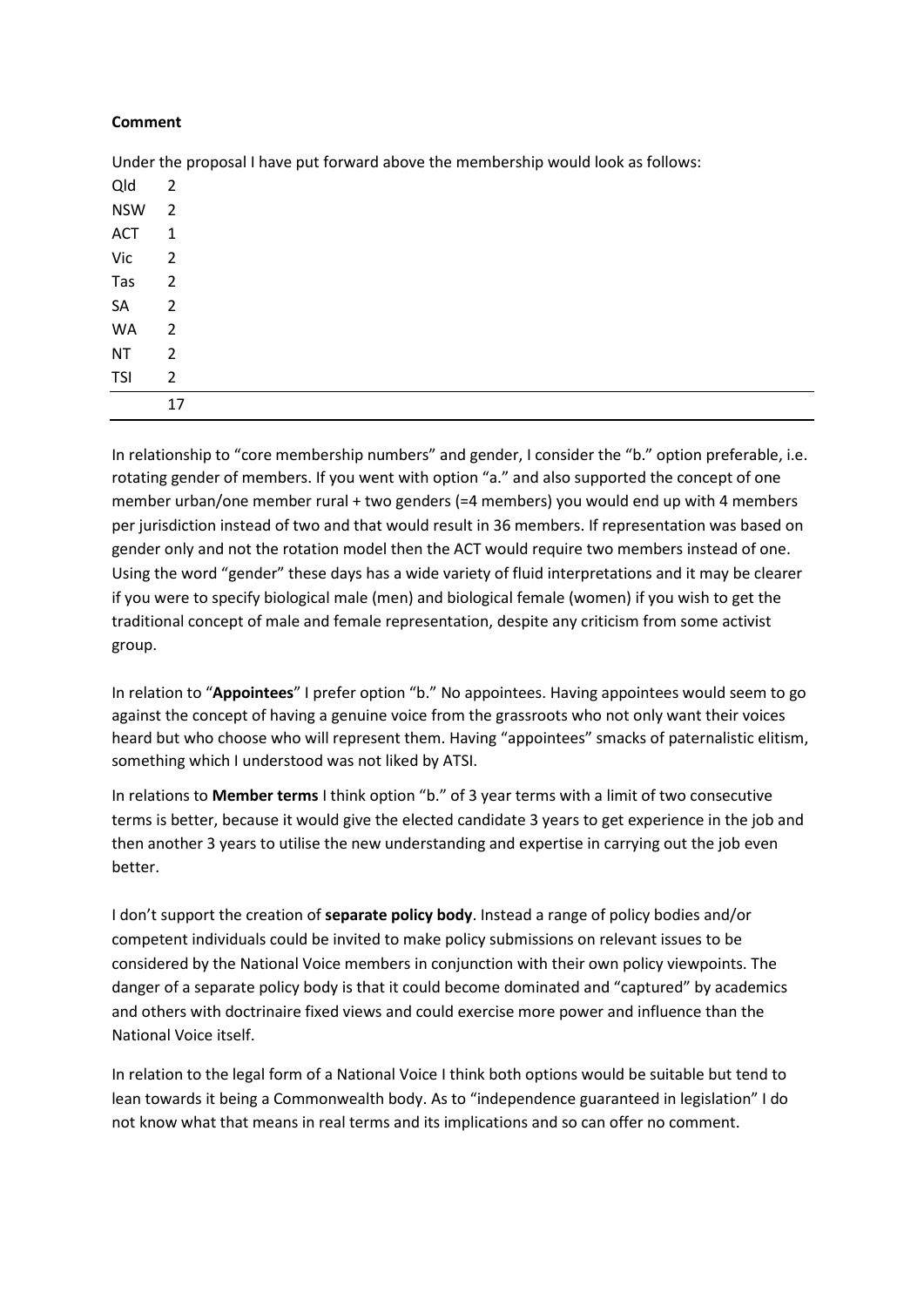**Comment**

Under the proposal I have put forward above the membership would look as follows:

| | |
|---|---|
| Qld | 2 |
| NSW | 2 |
| ACT | 1 |
| Vic | 2 |
| Tas | 2 |
| SA | 2 |
| WA | 2 |
| NT | 2 |
| TSI | 2 |
| | 17 |

In relationship to "core membership numbers" and gender, I consider the "b." option preferable, i.e. rotating gender of members. If you went with option "a." and also supported the concept of one member urban/one member rural + two genders (=4 members) you would end up with 4 members per jurisdiction instead of two and that would result in 36 members. If representation was based on gender only and not the rotation model then the ACT would require two members instead of one. Using the word "gender" these days has a wide variety of fluid interpretations and it may be clearer if you were to specify biological male (men) and biological female (women) if you wish to get the traditional concept of male and female representation, despite any criticism from some activist group.

In relation to "**Appointees**" I prefer option "b." No appointees. Having appointees would seem to go against the concept of having a genuine voice from the grassroots who not only want their voices heard but who choose who will represent them. Having "appointees" smacks of paternalistic elitism, something which I understood was not liked by ATSI.

In relations to **Member terms** I think option "b." of 3 year terms with a limit of two consecutive terms is better, because it would give the elected candidate 3 years to get experience in the job and then another 3 years to utilise the new understanding and expertise in carrying out the job even better.

I don't support the creation of **separate policy body**. Instead a range of policy bodies and/or competent individuals could be invited to make policy submissions on relevant issues to be considered by the National Voice members in conjunction with their own policy viewpoints. The danger of a separate policy body is that it could become dominated and "captured" by academics and others with doctrinaire fixed views and could exercise more power and influence than the National Voice itself.

In relation to the legal form of a National Voice I think both options would be suitable but tend to lean towards it being a Commonwealth body. As to "independence guaranteed in legislation" I do not know what that means in real terms and its implications and so can offer no comment.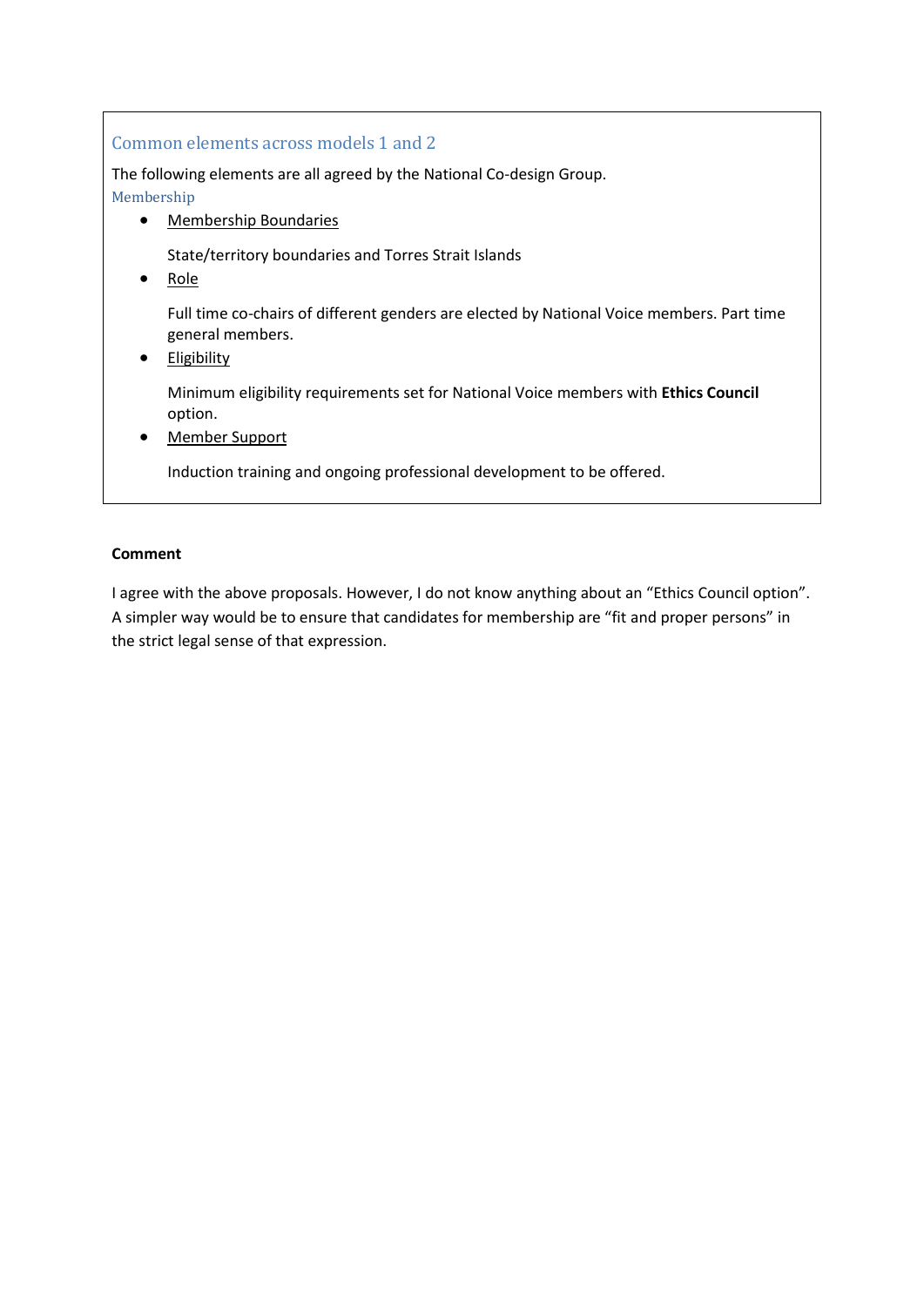## Common elements across models 1 and 2

The following elements are all agreed by the National Co-design Group.

### Membership

- Membership Boundaries

  State/territory boundaries and Torres Strait Islands

- Role

  Full time co-chairs of different genders are elected by National Voice members. Part time general members.

- Eligibility

  Minimum eligibility requirements set for National Voice members with **Ethics Council** option.

- Member Support

  Induction training and ongoing professional development to be offered.

**Comment**

I agree with the above proposals. However, I do not know anything about an "Ethics Council option". A simpler way would be to ensure that candidates for membership are "fit and proper persons" in the strict legal sense of that expression.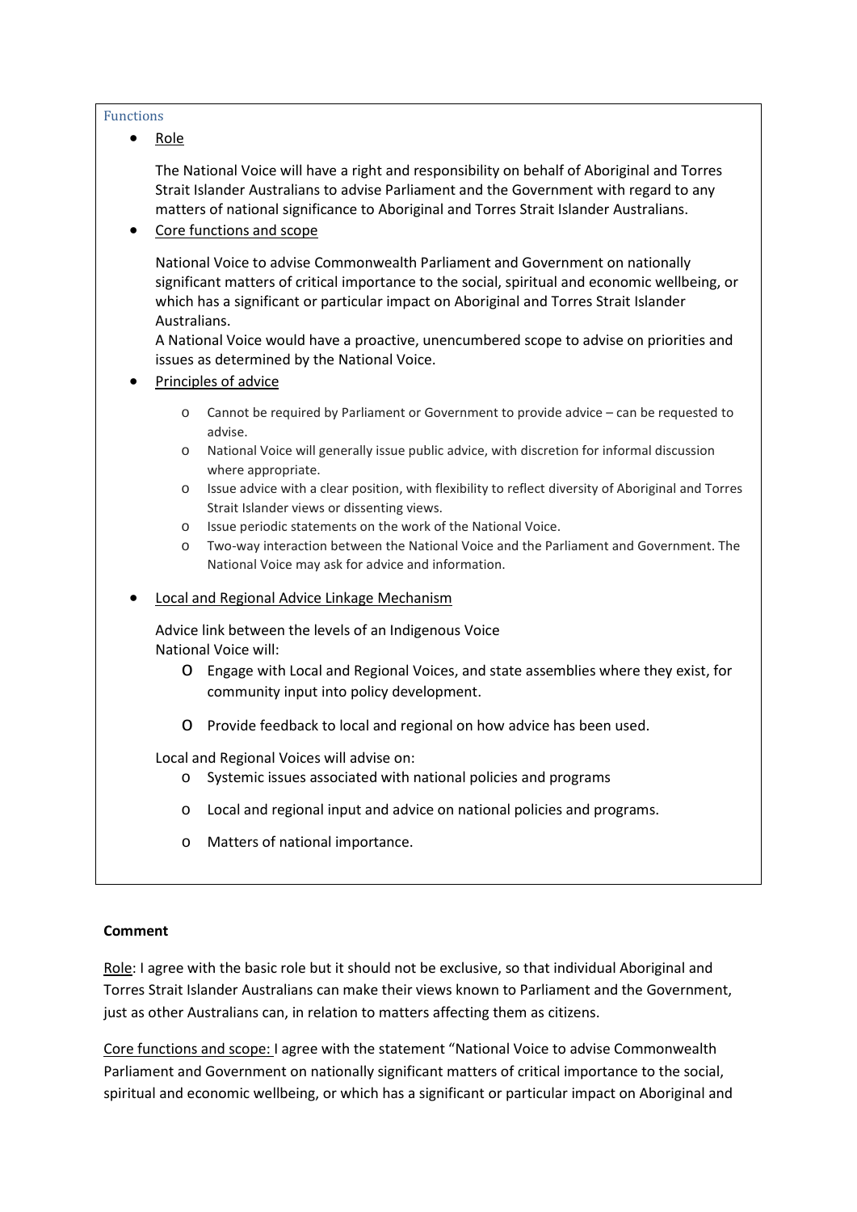Functions

- Role

  The National Voice will have a right and responsibility on behalf of Aboriginal and Torres Strait Islander Australians to advise Parliament and the Government with regard to any matters of national significance to Aboriginal and Torres Strait Islander Australians.

- Core functions and scope

  National Voice to advise Commonwealth Parliament and Government on nationally significant matters of critical importance to the social, spiritual and economic wellbeing, or which has a significant or particular impact on Aboriginal and Torres Strait Islander Australians.
  A National Voice would have a proactive, unencumbered scope to advise on priorities and issues as determined by the National Voice.

- Principles of advice

  - Cannot be required by Parliament or Government to provide advice – can be requested to advise.
  - National Voice will generally issue public advice, with discretion for informal discussion where appropriate.
  - Issue advice with a clear position, with flexibility to reflect diversity of Aboriginal and Torres Strait Islander views or dissenting views.
  - Issue periodic statements on the work of the National Voice.
  - Two-way interaction between the National Voice and the Parliament and Government. The National Voice may ask for advice and information.

- Local and Regional Advice Linkage Mechanism

  Advice link between the levels of an Indigenous Voice
  National Voice will:

  - Engage with Local and Regional Voices, and state assemblies where they exist, for community input into policy development.
  - Provide feedback to local and regional on how advice has been used.

  Local and Regional Voices will advise on:

  - Systemic issues associated with national policies and programs
  - Local and regional input and advice on national policies and programs.
  - Matters of national importance.

**Comment**

Role: I agree with the basic role but it should not be exclusive, so that individual Aboriginal and Torres Strait Islander Australians can make their views known to Parliament and the Government, just as other Australians can, in relation to matters affecting them as citizens.

Core functions and scope: I agree with the statement "National Voice to advise Commonwealth Parliament and Government on nationally significant matters of critical importance to the social, spiritual and economic wellbeing, or which has a significant or particular impact on Aboriginal and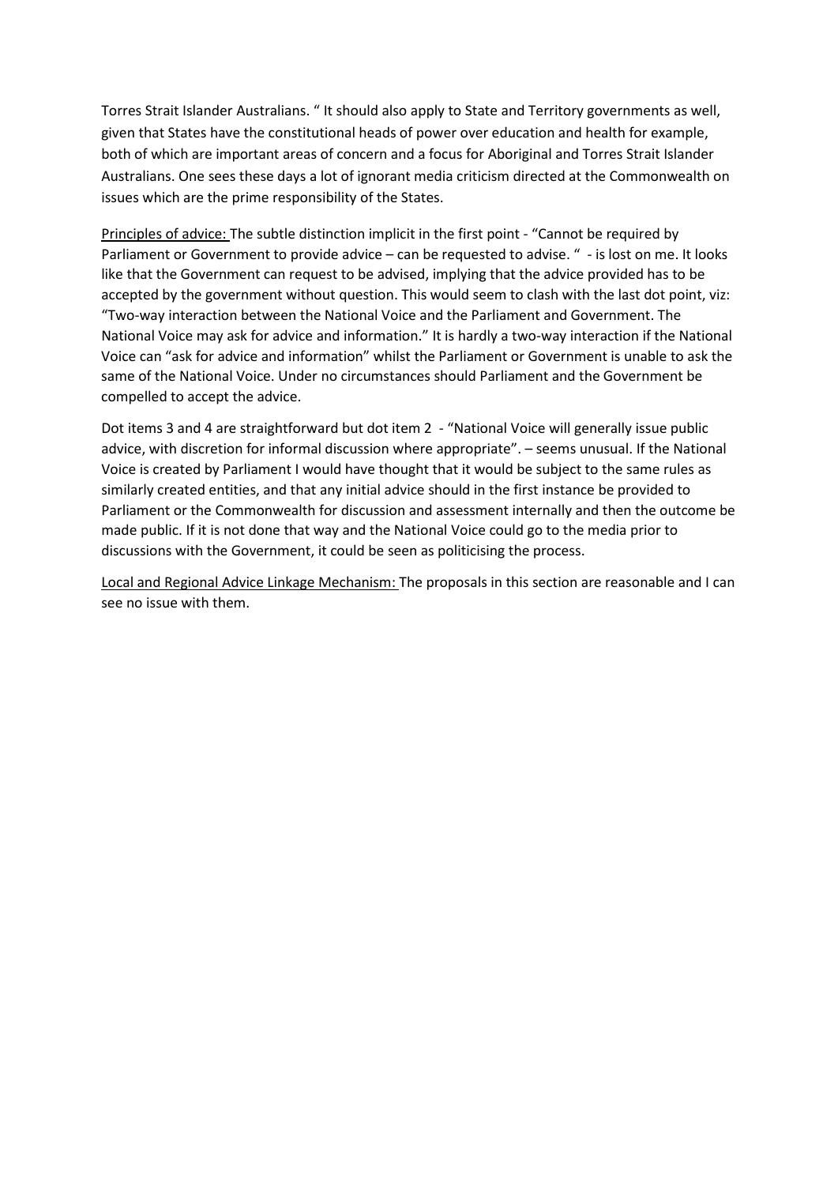Torres Strait Islander Australians. " It should also apply to State and Territory governments as well, given that States have the constitutional heads of power over education and health for example, both of which are important areas of concern and a focus for Aboriginal and Torres Strait Islander Australians. One sees these days a lot of ignorant media criticism directed at the Commonwealth on issues which are the prime responsibility of the States.

<u>Principles of advice:</u> The subtle distinction implicit in the first point - "Cannot be required by Parliament or Government to provide advice – can be requested to advise. " - is lost on me. It looks like that the Government can request to be advised, implying that the advice provided has to be accepted by the government without question. This would seem to clash with the last dot point, viz: "Two-way interaction between the National Voice and the Parliament and Government. The National Voice may ask for advice and information." It is hardly a two-way interaction if the National Voice can "ask for advice and information" whilst the Parliament or Government is unable to ask the same of the National Voice. Under no circumstances should Parliament and the Government be compelled to accept the advice.

Dot items 3 and 4 are straightforward but dot item 2 - "National Voice will generally issue public advice, with discretion for informal discussion where appropriate". – seems unusual. If the National Voice is created by Parliament I would have thought that it would be subject to the same rules as similarly created entities, and that any initial advice should in the first instance be provided to Parliament or the Commonwealth for discussion and assessment internally and then the outcome be made public. If it is not done that way and the National Voice could go to the media prior to discussions with the Government, it could be seen as politicising the process.

<u>Local and Regional Advice Linkage Mechanism:</u> The proposals in this section are reasonable and I can see no issue with them.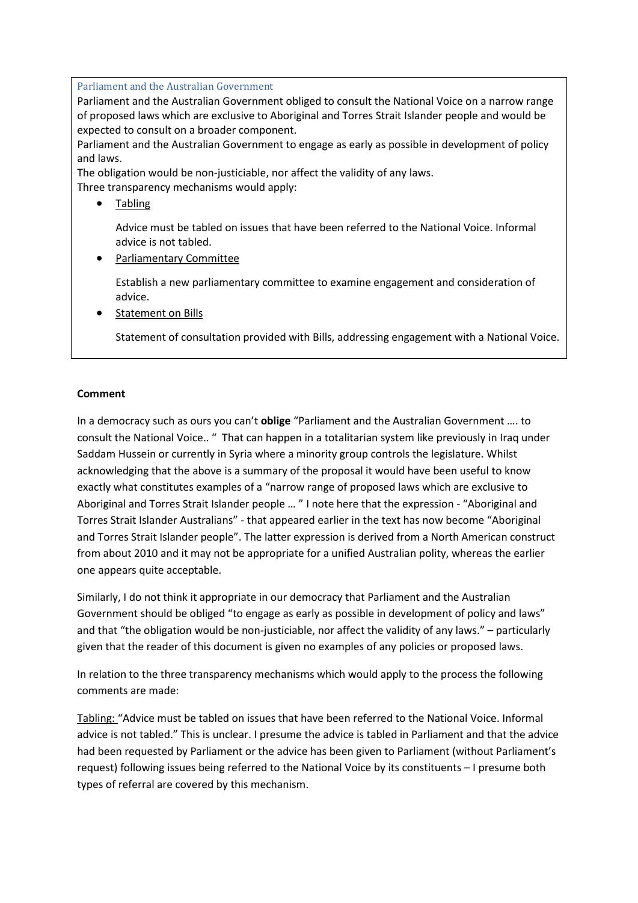Parliament and the Australian Government

Parliament and the Australian Government obliged to consult the National Voice on a narrow range of proposed laws which are exclusive to Aboriginal and Torres Strait Islander people and would be expected to consult on a broader component.

Parliament and the Australian Government to engage as early as possible in development of policy and laws.

The obligation would be non-justiciable, nor affect the validity of any laws.

Three transparency mechanisms would apply:

- Tabling

  Advice must be tabled on issues that have been referred to the National Voice. Informal advice is not tabled.

- Parliamentary Committee

  Establish a new parliamentary committee to examine engagement and consideration of advice.

- Statement on Bills

  Statement of consultation provided with Bills, addressing engagement with a National Voice.

**Comment**

In a democracy such as ours you can't **oblige** "Parliament and the Australian Government …. to consult the National Voice.. " That can happen in a totalitarian system like previously in Iraq under Saddam Hussein or currently in Syria where a minority group controls the legislature. Whilst acknowledging that the above is a summary of the proposal it would have been useful to know exactly what constitutes examples of a "narrow range of proposed laws which are exclusive to Aboriginal and Torres Strait Islander people … " I note here that the expression - "Aboriginal and Torres Strait Islander Australians" - that appeared earlier in the text has now become "Aboriginal and Torres Strait Islander people". The latter expression is derived from a North American construct from about 2010 and it may not be appropriate for a unified Australian polity, whereas the earlier one appears quite acceptable.

Similarly, I do not think it appropriate in our democracy that Parliament and the Australian Government should be obliged "to engage as early as possible in development of policy and laws" and that "the obligation would be non-justiciable, nor affect the validity of any laws." – particularly given that the reader of this document is given no examples of any policies or proposed laws.

In relation to the three transparency mechanisms which would apply to the process the following comments are made:

Tabling: "Advice must be tabled on issues that have been referred to the National Voice. Informal advice is not tabled." This is unclear. I presume the advice is tabled in Parliament and that the advice had been requested by Parliament or the advice has been given to Parliament (without Parliament's request) following issues being referred to the National Voice by its constituents – I presume both types of referral are covered by this mechanism.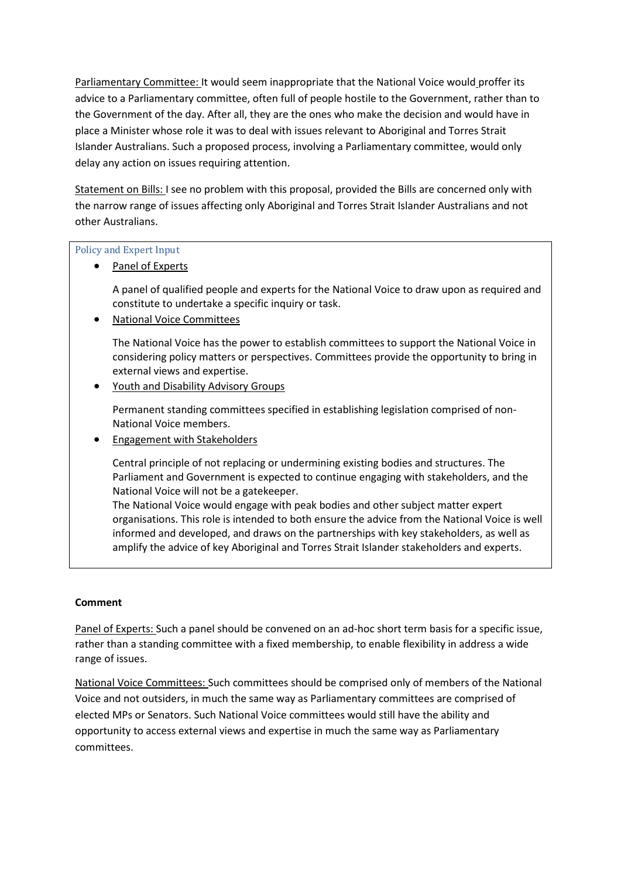Parliamentary Committee: It would seem inappropriate that the National Voice would proffer its advice to a Parliamentary committee, often full of people hostile to the Government, rather than to the Government of the day. After all, they are the ones who make the decision and would have in place a Minister whose role it was to deal with issues relevant to Aboriginal and Torres Strait Islander Australians. Such a proposed process, involving a Parliamentary committee, would only delay any action on issues requiring attention.

Statement on Bills: I see no problem with this proposal, provided the Bills are concerned only with the narrow range of issues affecting only Aboriginal and Torres Strait Islander Australians and not other Australians.

Policy and Expert Input

- Panel of Experts

  A panel of qualified people and experts for the National Voice to draw upon as required and constitute to undertake a specific inquiry or task.

- National Voice Committees

  The National Voice has the power to establish committees to support the National Voice in considering policy matters or perspectives. Committees provide the opportunity to bring in external views and expertise.

- Youth and Disability Advisory Groups

  Permanent standing committees specified in establishing legislation comprised of non-National Voice members.

- Engagement with Stakeholders

  Central principle of not replacing or undermining existing bodies and structures. The Parliament and Government is expected to continue engaging with stakeholders, and the National Voice will not be a gatekeeper.
  The National Voice would engage with peak bodies and other subject matter expert organisations. This role is intended to both ensure the advice from the National Voice is well informed and developed, and draws on the partnerships with key stakeholders, as well as amplify the advice of key Aboriginal and Torres Strait Islander stakeholders and experts.

**Comment**

Panel of Experts: Such a panel should be convened on an ad-hoc short term basis for a specific issue, rather than a standing committee with a fixed membership, to enable flexibility in address a wide range of issues.

National Voice Committees: Such committees should be comprised only of members of the National Voice and not outsiders, in much the same way as Parliamentary committees are comprised of elected MPs or Senators. Such National Voice committees would still have the ability and opportunity to access external views and expertise in much the same way as Parliamentary committees.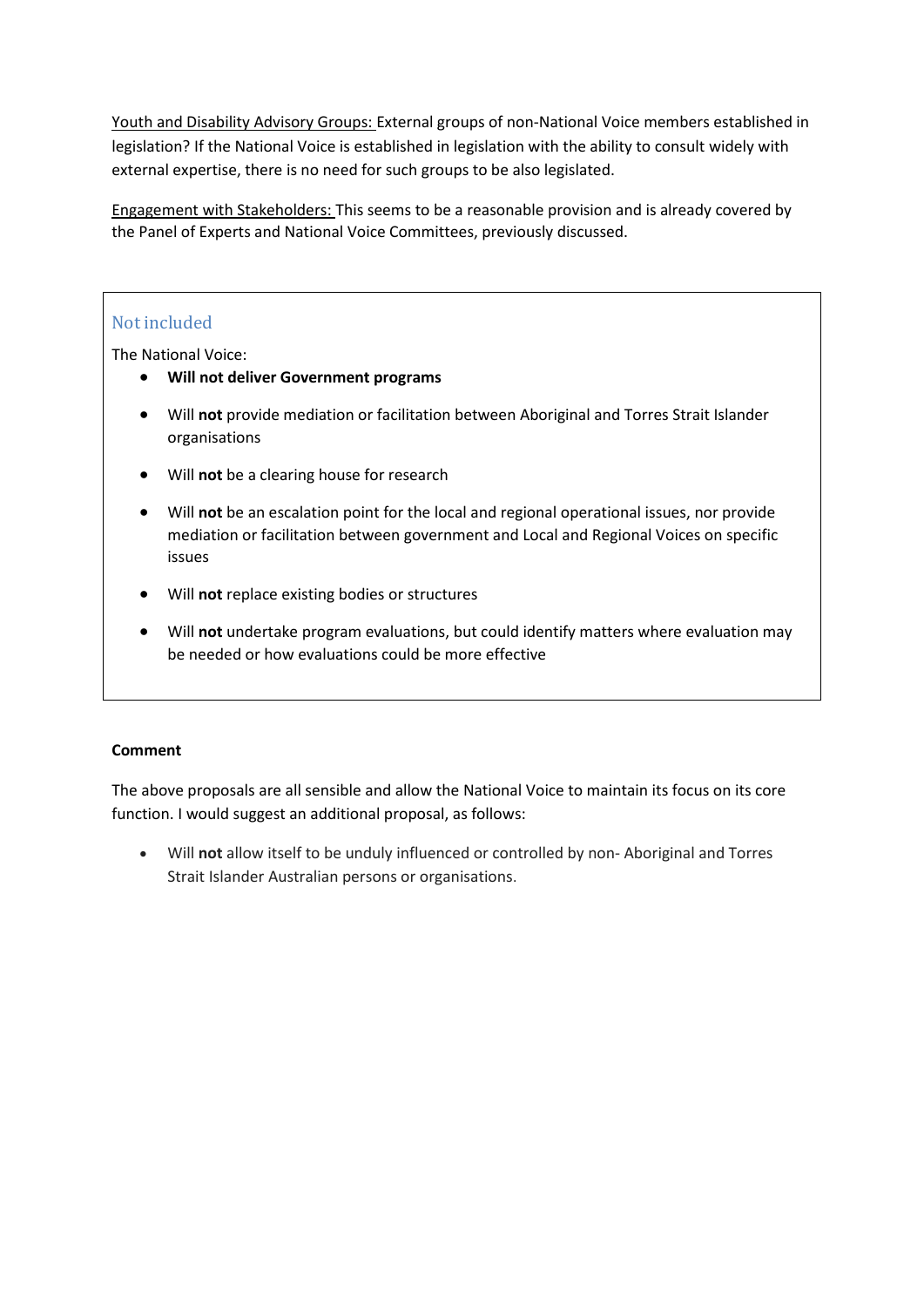Youth and Disability Advisory Groups: External groups of non-National Voice members established in legislation? If the National Voice is established in legislation with the ability to consult widely with external expertise, there is no need for such groups to be also legislated.

Engagement with Stakeholders: This seems to be a reasonable provision and is already covered by the Panel of Experts and National Voice Committees, previously discussed.

### Not included

The National Voice:

- **Will not deliver Government programs**
- Will **not** provide mediation or facilitation between Aboriginal and Torres Strait Islander organisations
- Will **not** be a clearing house for research
- Will **not** be an escalation point for the local and regional operational issues, nor provide mediation or facilitation between government and Local and Regional Voices on specific issues
- Will **not** replace existing bodies or structures
- Will **not** undertake program evaluations, but could identify matters where evaluation may be needed or how evaluations could be more effective

**Comment**

The above proposals are all sensible and allow the National Voice to maintain its focus on its core function. I would suggest an additional proposal, as follows:

- Will **not** allow itself to be unduly influenced or controlled by non- Aboriginal and Torres Strait Islander Australian persons or organisations.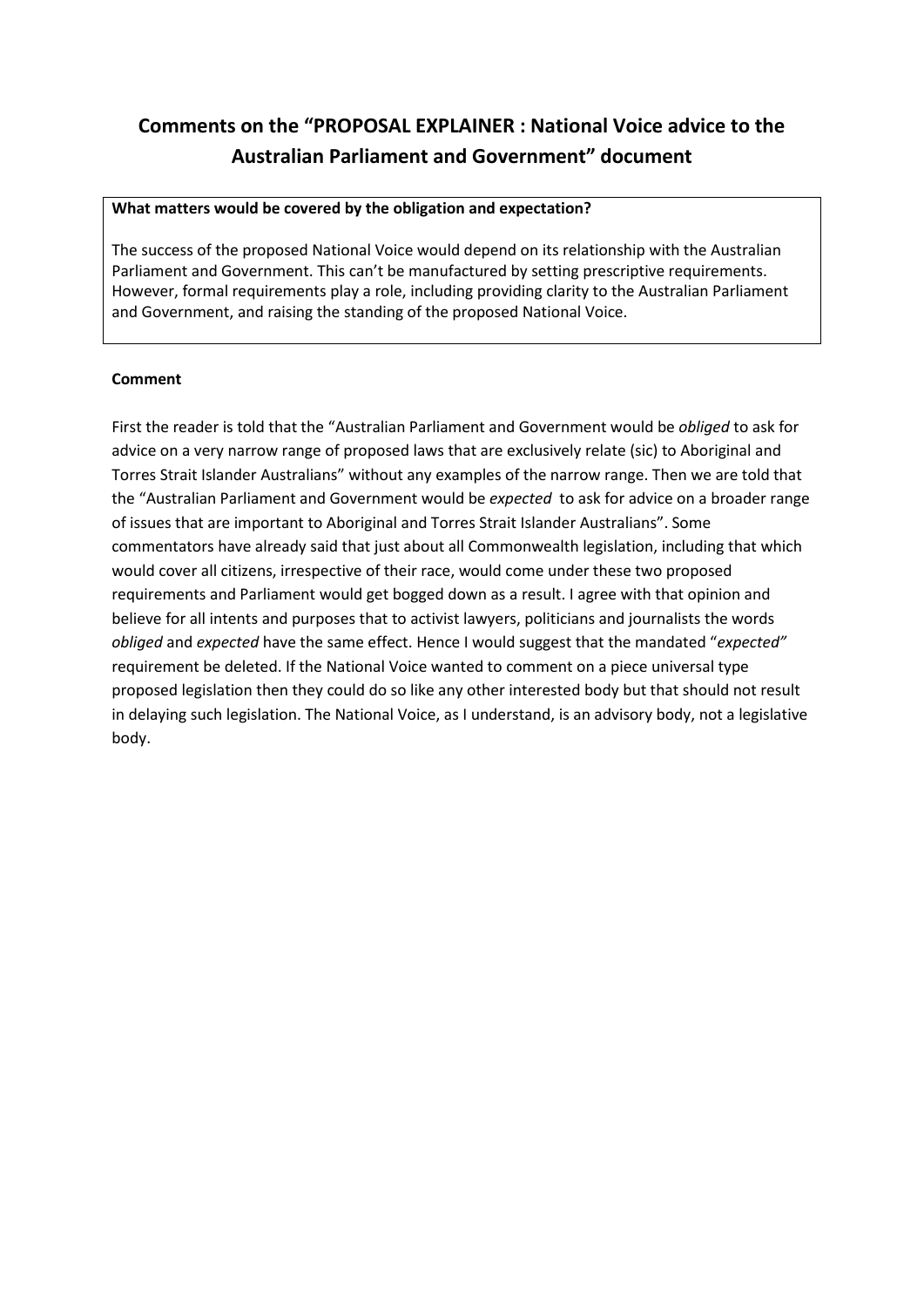## Comments on the "PROPOSAL EXPLAINER : National Voice advice to the Australian Parliament and Government" document

**What matters would be covered by the obligation and expectation?**

The success of the proposed National Voice would depend on its relationship with the Australian Parliament and Government. This can't be manufactured by setting prescriptive requirements. However, formal requirements play a role, including providing clarity to the Australian Parliament and Government, and raising the standing of the proposed National Voice.

**Comment**

First the reader is told that the "Australian Parliament and Government would be *obliged* to ask for advice on a very narrow range of proposed laws that are exclusively relate (sic) to Aboriginal and Torres Strait Islander Australians" without any examples of the narrow range. Then we are told that the "Australian Parliament and Government would be *expected* to ask for advice on a broader range of issues that are important to Aboriginal and Torres Strait Islander Australians". Some commentators have already said that just about all Commonwealth legislation, including that which would cover all citizens, irrespective of their race, would come under these two proposed requirements and Parliament would get bogged down as a result. I agree with that opinion and believe for all intents and purposes that to activist lawyers, politicians and journalists the words *obliged* and *expected* have the same effect. Hence I would suggest that the mandated "*expected"* requirement be deleted. If the National Voice wanted to comment on a piece universal type proposed legislation then they could do so like any other interested body but that should not result in delaying such legislation. The National Voice, as I understand, is an advisory body, not a legislative body.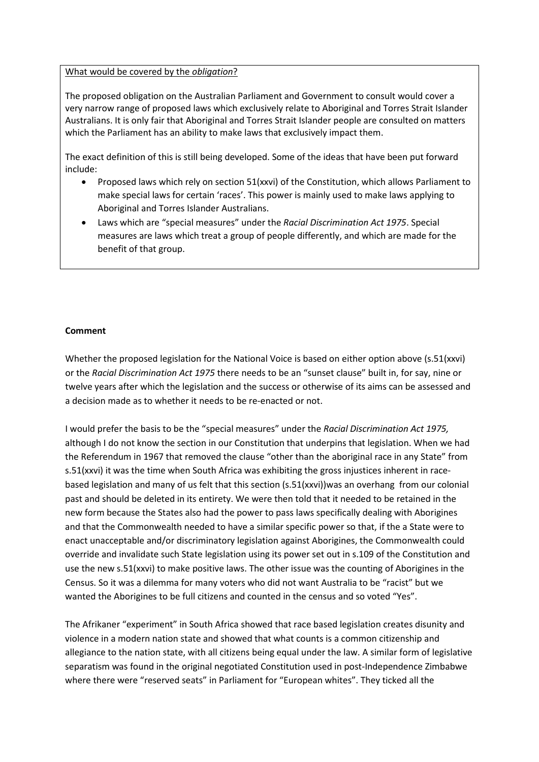What would be covered by the *obligation*?

The proposed obligation on the Australian Parliament and Government to consult would cover a very narrow range of proposed laws which exclusively relate to Aboriginal and Torres Strait Islander Australians. It is only fair that Aboriginal and Torres Strait Islander people are consulted on matters which the Parliament has an ability to make laws that exclusively impact them.

The exact definition of this is still being developed. Some of the ideas that have been put forward include:

- Proposed laws which rely on section 51(xxvi) of the Constitution, which allows Parliament to make special laws for certain 'races'. This power is mainly used to make laws applying to Aboriginal and Torres Islander Australians.
- Laws which are "special measures" under the *Racial Discrimination Act 1975*. Special measures are laws which treat a group of people differently, and which are made for the benefit of that group.

**Comment**

Whether the proposed legislation for the National Voice is based on either option above (s.51(xxvi) or the *Racial Discrimination Act 1975* there needs to be an "sunset clause" built in, for say, nine or twelve years after which the legislation and the success or otherwise of its aims can be assessed and a decision made as to whether it needs to be re-enacted or not.

I would prefer the basis to be the "special measures" under the *Racial Discrimination Act 1975,* although I do not know the section in our Constitution that underpins that legislation. When we had the Referendum in 1967 that removed the clause "other than the aboriginal race in any State" from s.51(xxvi) it was the time when South Africa was exhibiting the gross injustices inherent in race-based legislation and many of us felt that this section (s.51(xxvi))was an overhang from our colonial past and should be deleted in its entirety. We were then told that it needed to be retained in the new form because the States also had the power to pass laws specifically dealing with Aborigines and that the Commonwealth needed to have a similar specific power so that, if the a State were to enact unacceptable and/or discriminatory legislation against Aborigines, the Commonwealth could override and invalidate such State legislation using its power set out in s.109 of the Constitution and use the new s.51(xxvi) to make positive laws. The other issue was the counting of Aborigines in the Census. So it was a dilemma for many voters who did not want Australia to be "racist" but we wanted the Aborigines to be full citizens and counted in the census and so voted "Yes".

The Afrikaner "experiment" in South Africa showed that race based legislation creates disunity and violence in a modern nation state and showed that what counts is a common citizenship and allegiance to the nation state, with all citizens being equal under the law. A similar form of legislative separatism was found in the original negotiated Constitution used in post-Independence Zimbabwe where there were "reserved seats" in Parliament for "European whites". They ticked all the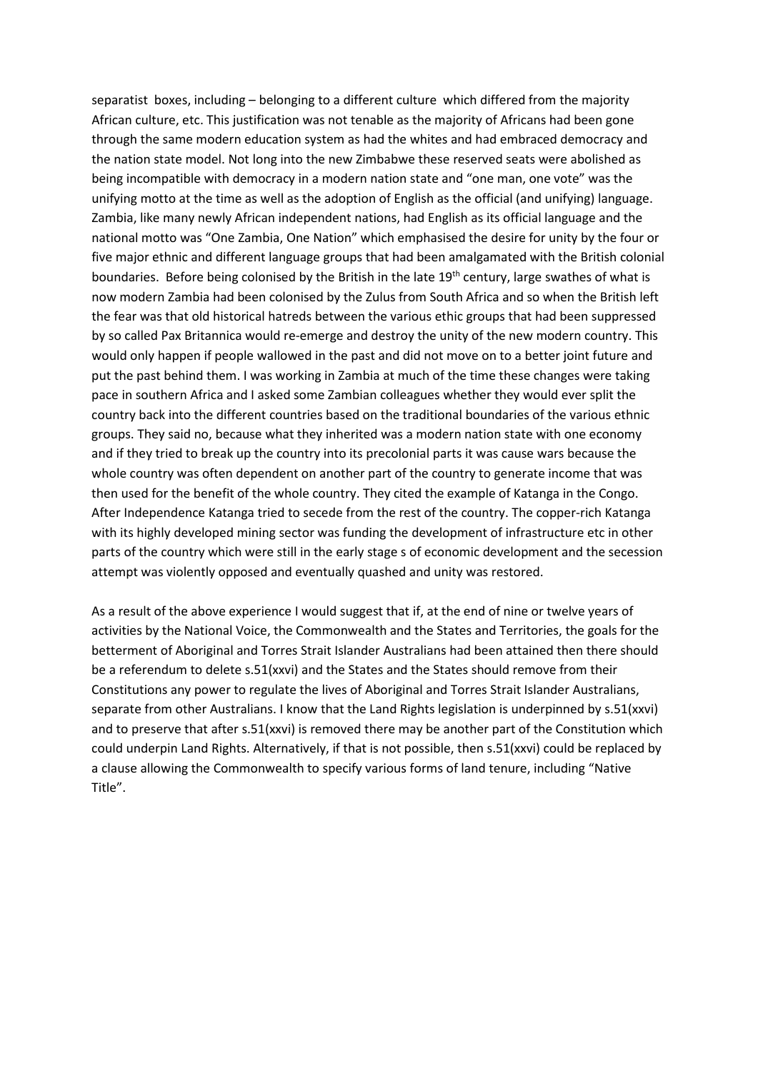separatist boxes, including – belonging to a different culture which differed from the majority African culture, etc. This justification was not tenable as the majority of Africans had been gone through the same modern education system as had the whites and had embraced democracy and the nation state model. Not long into the new Zimbabwe these reserved seats were abolished as being incompatible with democracy in a modern nation state and "one man, one vote" was the unifying motto at the time as well as the adoption of English as the official (and unifying) language. Zambia, like many newly African independent nations, had English as its official language and the national motto was "One Zambia, One Nation" which emphasised the desire for unity by the four or five major ethnic and different language groups that had been amalgamated with the British colonial boundaries. Before being colonised by the British in the late 19th century, large swathes of what is now modern Zambia had been colonised by the Zulus from South Africa and so when the British left the fear was that old historical hatreds between the various ethic groups that had been suppressed by so called Pax Britannica would re-emerge and destroy the unity of the new modern country. This would only happen if people wallowed in the past and did not move on to a better joint future and put the past behind them. I was working in Zambia at much of the time these changes were taking pace in southern Africa and I asked some Zambian colleagues whether they would ever split the country back into the different countries based on the traditional boundaries of the various ethnic groups. They said no, because what they inherited was a modern nation state with one economy and if they tried to break up the country into its precolonial parts it was cause wars because the whole country was often dependent on another part of the country to generate income that was then used for the benefit of the whole country. They cited the example of Katanga in the Congo. After Independence Katanga tried to secede from the rest of the country. The copper-rich Katanga with its highly developed mining sector was funding the development of infrastructure etc in other parts of the country which were still in the early stage s of economic development and the secession attempt was violently opposed and eventually quashed and unity was restored.

As a result of the above experience I would suggest that if, at the end of nine or twelve years of activities by the National Voice, the Commonwealth and the States and Territories, the goals for the betterment of Aboriginal and Torres Strait Islander Australians had been attained then there should be a referendum to delete s.51(xxvi) and the States and the States should remove from their Constitutions any power to regulate the lives of Aboriginal and Torres Strait Islander Australians, separate from other Australians. I know that the Land Rights legislation is underpinned by s.51(xxvi) and to preserve that after s.51(xxvi) is removed there may be another part of the Constitution which could underpin Land Rights. Alternatively, if that is not possible, then s.51(xxvi) could be replaced by a clause allowing the Commonwealth to specify various forms of land tenure, including "Native Title".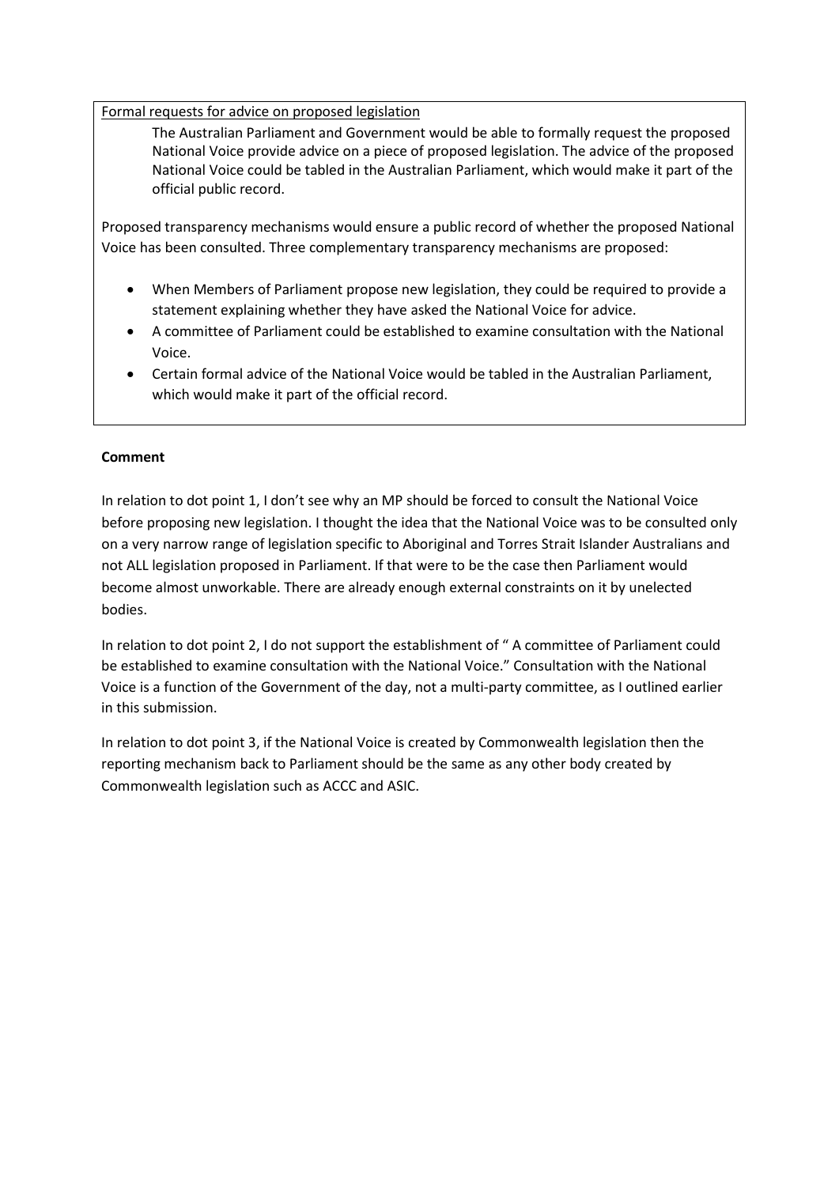Formal requests for advice on proposed legislation

> The Australian Parliament and Government would be able to formally request the proposed National Voice provide advice on a piece of proposed legislation. The advice of the proposed National Voice could be tabled in the Australian Parliament, which would make it part of the official public record.

Proposed transparency mechanisms would ensure a public record of whether the proposed National Voice has been consulted. Three complementary transparency mechanisms are proposed:

- When Members of Parliament propose new legislation, they could be required to provide a statement explaining whether they have asked the National Voice for advice.
- A committee of Parliament could be established to examine consultation with the National Voice.
- Certain formal advice of the National Voice would be tabled in the Australian Parliament, which would make it part of the official record.

**Comment**

In relation to dot point 1, I don't see why an MP should be forced to consult the National Voice before proposing new legislation. I thought the idea that the National Voice was to be consulted only on a very narrow range of legislation specific to Aboriginal and Torres Strait Islander Australians and not ALL legislation proposed in Parliament. If that were to be the case then Parliament would become almost unworkable. There are already enough external constraints on it by unelected bodies.

In relation to dot point 2, I do not support the establishment of " A committee of Parliament could be established to examine consultation with the National Voice." Consultation with the National Voice is a function of the Government of the day, not a multi-party committee, as I outlined earlier in this submission.

In relation to dot point 3, if the National Voice is created by Commonwealth legislation then the reporting mechanism back to Parliament should be the same as any other body created by Commonwealth legislation such as ACCC and ASIC.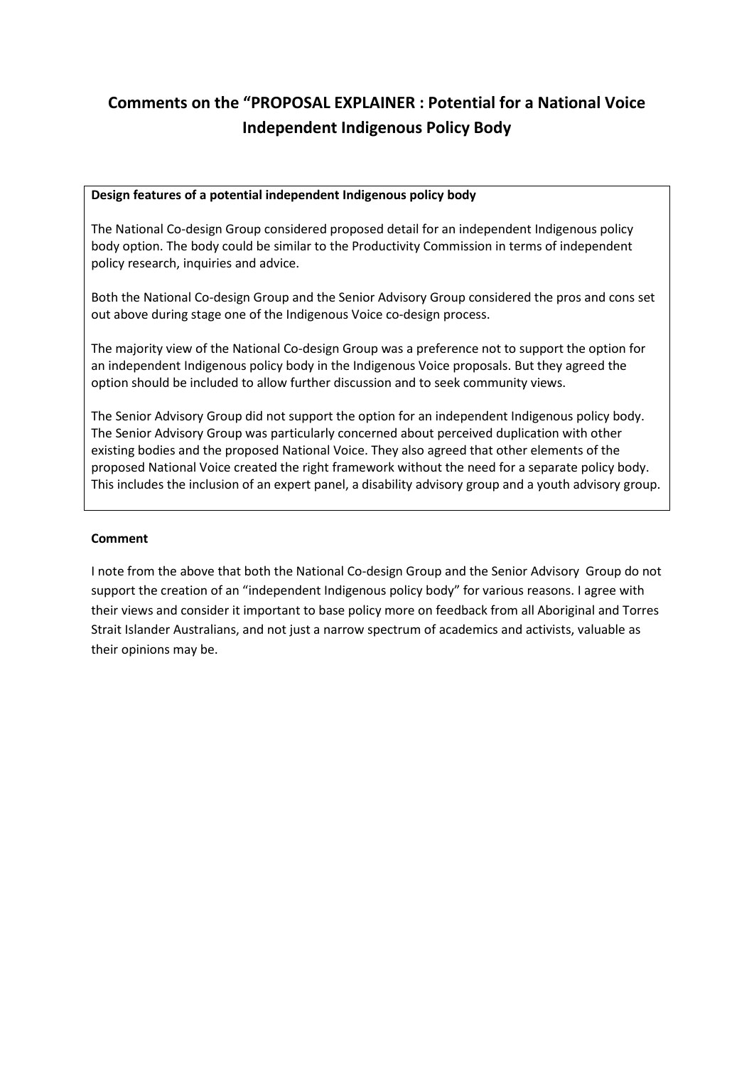# Comments on the "PROPOSAL EXPLAINER : Potential for a National Voice Independent Indigenous Policy Body

**Design features of a potential independent Indigenous policy body**

The National Co-design Group considered proposed detail for an independent Indigenous policy body option. The body could be similar to the Productivity Commission in terms of independent policy research, inquiries and advice.

Both the National Co-design Group and the Senior Advisory Group considered the pros and cons set out above during stage one of the Indigenous Voice co-design process.

The majority view of the National Co-design Group was a preference not to support the option for an independent Indigenous policy body in the Indigenous Voice proposals. But they agreed the option should be included to allow further discussion and to seek community views.

The Senior Advisory Group did not support the option for an independent Indigenous policy body. The Senior Advisory Group was particularly concerned about perceived duplication with other existing bodies and the proposed National Voice. They also agreed that other elements of the proposed National Voice created the right framework without the need for a separate policy body. This includes the inclusion of an expert panel, a disability advisory group and a youth advisory group.

**Comment**

I note from the above that both the National Co-design Group and the Senior Advisory Group do not support the creation of an "independent Indigenous policy body" for various reasons. I agree with their views and consider it important to base policy more on feedback from all Aboriginal and Torres Strait Islander Australians, and not just a narrow spectrum of academics and activists, valuable as their opinions may be.